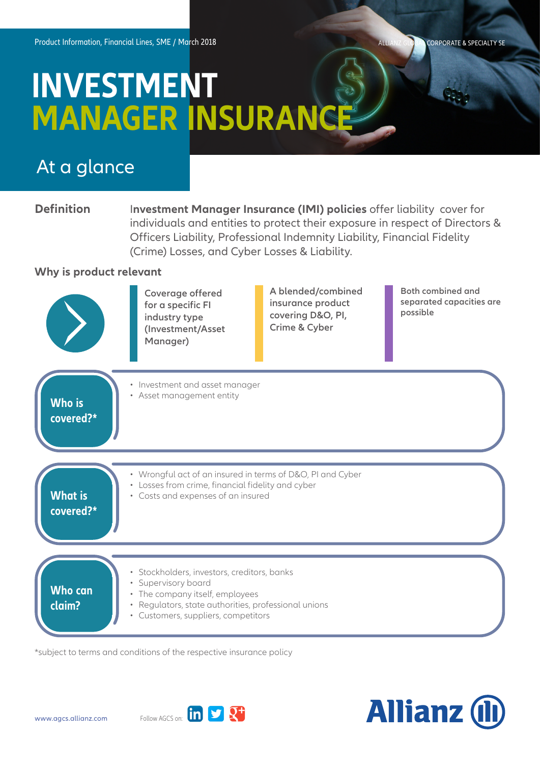Product Information, Financial Lines, SME / March 2018

ALLIANZ GLOBAL CORPORATE & SPECIALTY SE

# INVESTMENT MANAGER INSURANCE

## At a glance

**Definition**

**Investment Manager Insurance (IMI) policies** offer liability cover for individuals and entities to protect their exposure in respect of Directors & Officers Liability, Professional Indemnity Liability, Financial Fidelity (Crime) Losses, and Cyber Losses & Liability.

**Why is product relevant**

- Coverage offered for a specific FI industry type (Investment/Asset Manager)
- A blended/combined insurance product covering D&O, PI, Crime & Cyber
- Both combined and separated capacities are possible

### Who is covered?*

- Investment and asset manager
- Asset management entity

### What is covered?*

- Wrongful act of an insured in terms of D&O, PI and Cyber
- Losses from crime, financial fidelity and cyber
- Costs and expenses of an insured

### Who can claim?

- Stockholders, investors, creditors, banks
- Supervisory board
- The company itself, employees
- Regulators, state authorities, professional unions
- Customers, suppliers, competitors

*subject to terms and conditions of the respective insurance policy

www.agcs.allianz.com

Follow AGCS on:

Allianz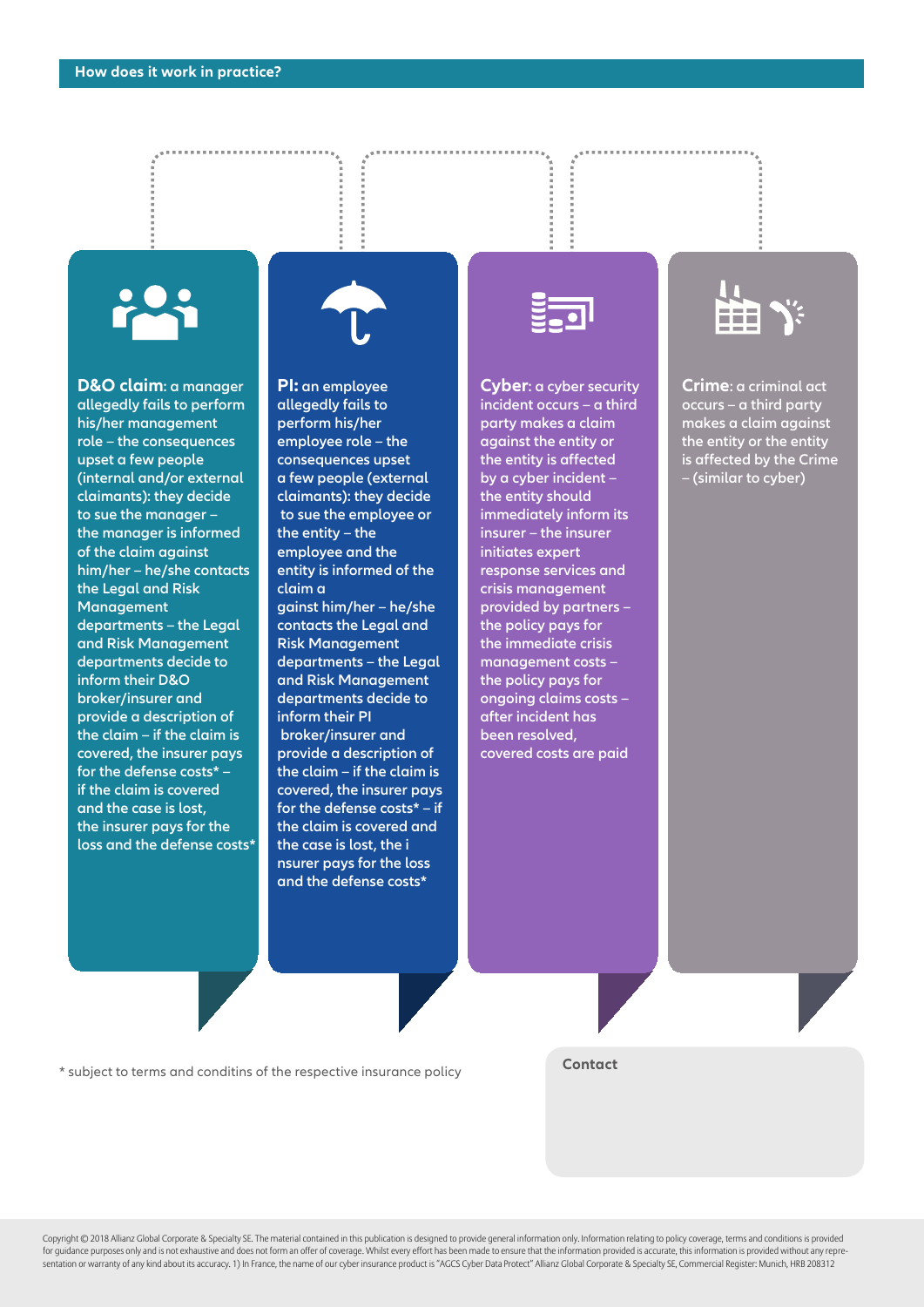## How does it work in practice?

**D&O claim**: a manager allegedly fails to perform his/her management role – the consequences upset a few people (internal and/or external claimants): they decide to sue the manager – the manager is informed of the claim against him/her – he/she contacts the Legal and Risk Management departments – the Legal and Risk Management departments decide to inform their D&O broker/insurer and provide a description of the claim – if the claim is covered, the insurer pays for the defense costs* – if the claim is covered and the case is lost, the insurer pays for the loss and the defense costs*

**PI:** an employee allegedly fails to perform his/her employee role – the consequences upset a few people (external claimants): they decide to sue the employee or the entity – the employee and the entity is informed of the claim a gainst him/her – he/she contacts the Legal and Risk Management departments – the Legal and Risk Management departments decide to inform their PI broker/insurer and provide a description of the claim – if the claim is covered, the insurer pays for the defense costs* – if the claim is covered and the case is lost, the i nsurer pays for the loss and the defense costs*

**Cyber**: a cyber security incident occurs – a third party makes a claim against the entity or the entity is affected by a cyber incident – the entity should immediately inform its insurer – the insurer initiates expert response services and crisis management provided by partners – the policy pays for the immediate crisis management costs – the policy pays for ongoing claims costs – after incident has been resolved, covered costs are paid

**Crime**: a criminal act occurs – a third party makes a claim against the entity or the entity is affected by the Crime – (similar to cyber)

* subject to terms and conditins of the respective insurance policy

**Contact**

Copyright © 2018 Allianz Global Corporate & Specialty SE. The material contained in this publication is designed to provide general information only. Information relating to policy coverage, terms and conditions is provided for guidance purposes only and is not exhaustive and does not form an offer of coverage. Whilst every effort has been made to ensure that the information provided is accurate, this information is provided without any representation or warranty of any kind about its accuracy. 1) In France, the name of our cyber insurance product is "AGCS Cyber Data Protect" Allianz Global Corporate & Specialty SE, Commercial Register: Munich, HRB 208312